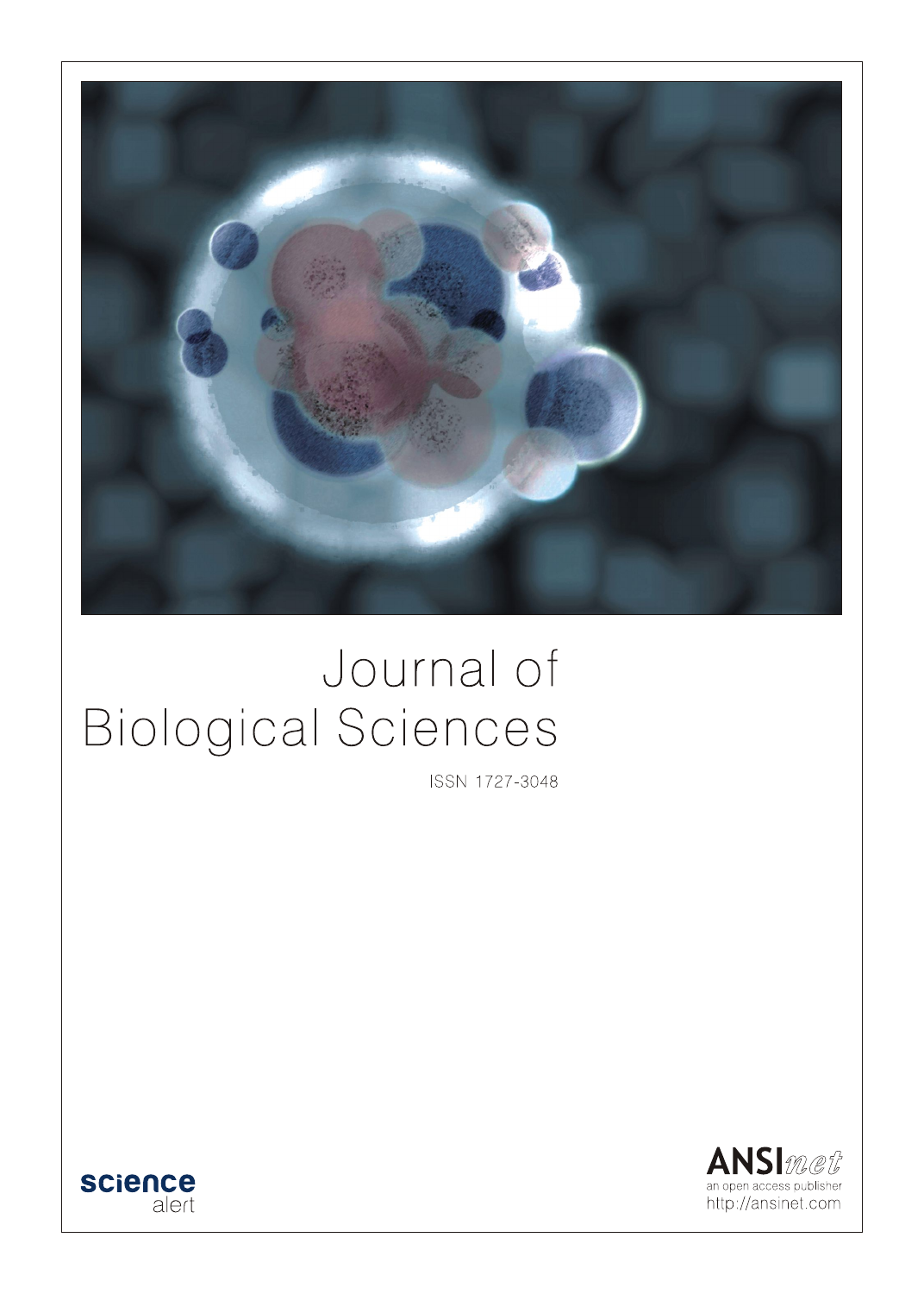# Journal of Biological Sciences

ISSN 1727-3048

science alert

ANSInet
an open access publisher
http://ansinet.com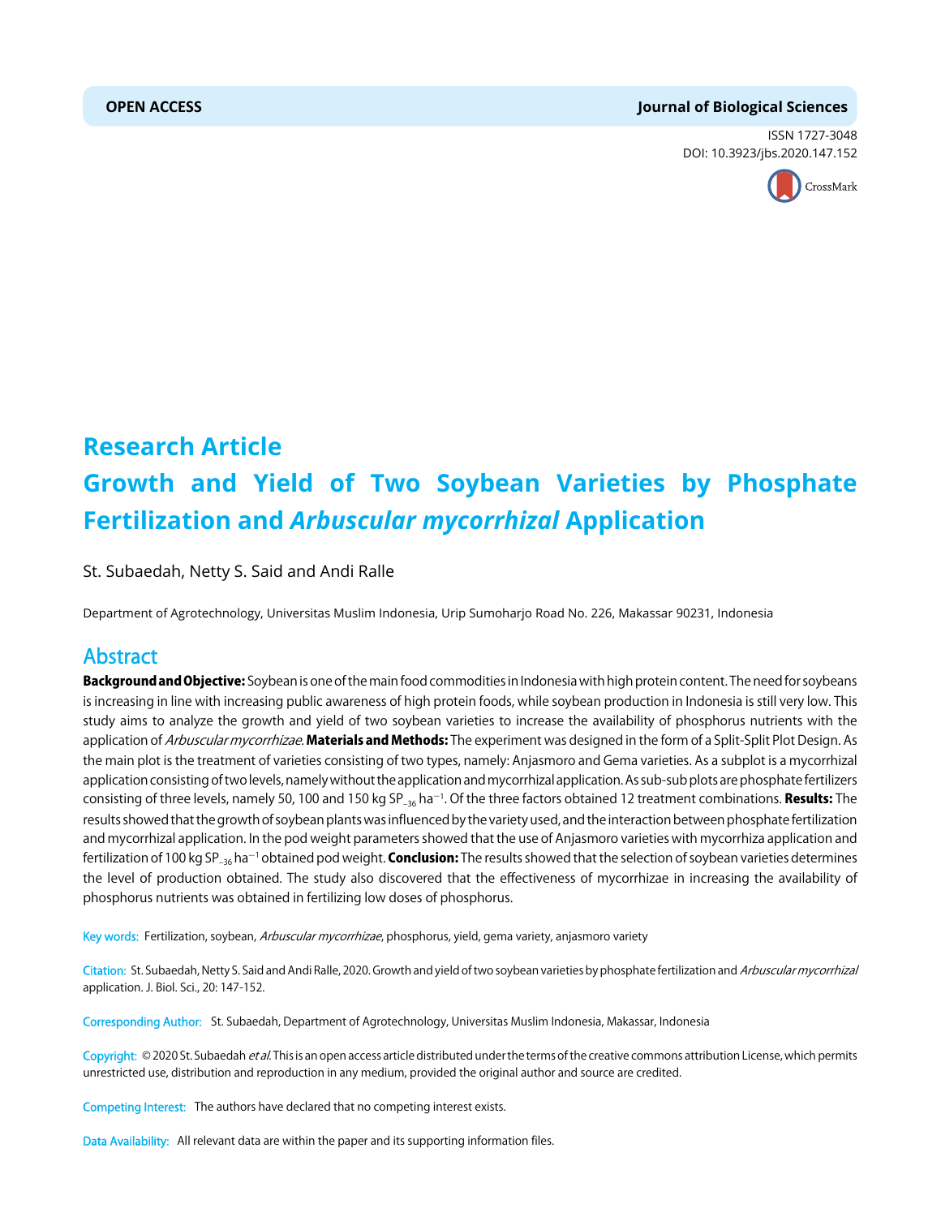OPEN ACCESS

Journal of Biological Sciences

ISSN 1727-3048
DOI: 10.3923/jbs.2020.147.152

# Research Article
# Growth and Yield of Two Soybean Varieties by Phosphate Fertilization and *Arbuscular mycorrhizal* Application

St. Subaedah, Netty S. Said and Andi Ralle

Department of Agrotechnology, Universitas Muslim Indonesia, Urip Sumoharjo Road No. 226, Makassar 90231, Indonesia

## Abstract

**Background and Objective:** Soybean is one of the main food commodities in Indonesia with high protein content. The need for soybeans is increasing in line with increasing public awareness of high protein foods, while soybean production in Indonesia is still very low. This study aims to analyze the growth and yield of two soybean varieties to increase the availability of phosphorus nutrients with the application of *Arbuscular mycorrhizae*. **Materials and Methods:** The experiment was designed in the form of a Split-Split Plot Design. As the main plot is the treatment of varieties consisting of two types, namely: Anjasmoro and Gema varieties. As a subplot is a mycorrhizal application consisting of two levels, namely without the application and mycorrhizal application. As sub-sub plots are phosphate fertilizers consisting of three levels, namely 50, 100 and 150 kg $SP_{-36}$ $ha^{-1}$. Of the three factors obtained 12 treatment combinations. **Results:** The results showed that the growth of soybean plants was influenced by the variety used, and the interaction between phosphate fertilization and mycorrhizal application. In the pod weight parameters showed that the use of Anjasmoro varieties with mycorrhiza application and fertilization of 100 kg $SP_{-36}$ $ha^{-1}$ obtained pod weight. **Conclusion:** The results showed that the selection of soybean varieties determines the level of production obtained. The study also discovered that the effectiveness of mycorrhizae in increasing the availability of phosphorus nutrients was obtained in fertilizing low doses of phosphorus.

Key words: Fertilization, soybean, *Arbuscular mycorrhizae*, phosphorus, yield, gema variety, anjasmoro variety

Citation: St. Subaedah, Netty S. Said and Andi Ralle, 2020. Growth and yield of two soybean varieties by phosphate fertilization and *Arbuscular mycorrhizal* application. J. Biol. Sci., 20: 147-152.

Corresponding Author: St. Subaedah, Department of Agrotechnology, Universitas Muslim Indonesia, Makassar, Indonesia

Copyright: © 2020 St. Subaedah *et al*. This is an open access article distributed under the terms of the creative commons attribution License, which permits unrestricted use, distribution and reproduction in any medium, provided the original author and source are credited.

Competing Interest: The authors have declared that no competing interest exists.

Data Availability: All relevant data are within the paper and its supporting information files.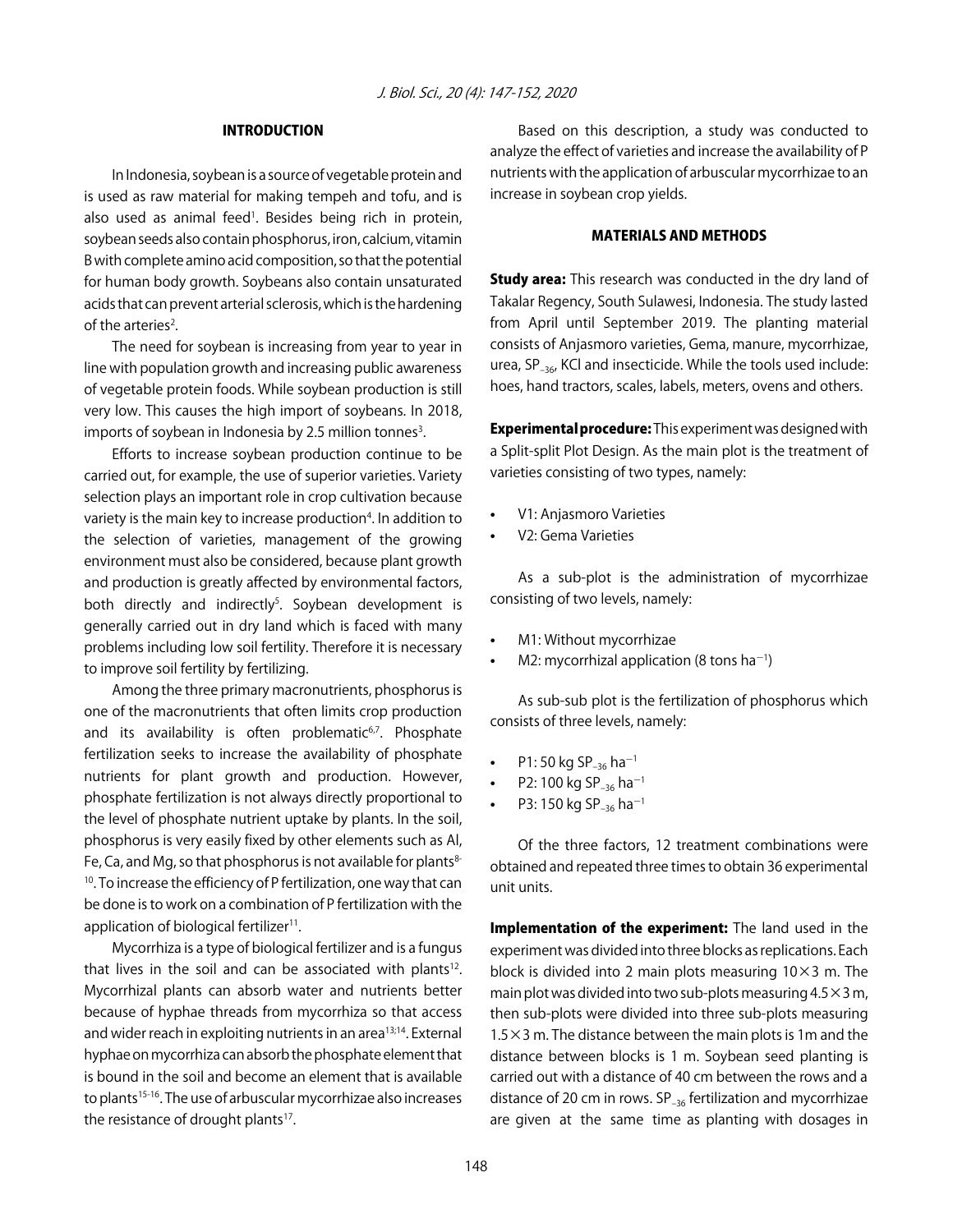## INTRODUCTION

In Indonesia, soybean is a source of vegetable protein and is used as raw material for making tempeh and tofu, and is also used as animal feed[1]. Besides being rich in protein, soybean seeds also contain phosphorus, iron, calcium, vitamin B with complete amino acid composition, so that the potential for human body growth. Soybeans also contain unsaturated acids that can prevent arterial sclerosis, which is the hardening of the arteries[2].

The need for soybean is increasing from year to year in line with population growth and increasing public awareness of vegetable protein foods. While soybean production is still very low. This causes the high import of soybeans. In 2018, imports of soybean in Indonesia by 2.5 million tonnes[3].

Efforts to increase soybean production continue to be carried out, for example, the use of superior varieties. Variety selection plays an important role in crop cultivation because variety is the main key to increase production[4]. In addition to the selection of varieties, management of the growing environment must also be considered, because plant growth and production is greatly affected by environmental factors, both directly and indirectly[5]. Soybean development is generally carried out in dry land which is faced with many problems including low soil fertility. Therefore it is necessary to improve soil fertility by fertilizing.

Among the three primary macronutrients, phosphorus is one of the macronutrients that often limits crop production and its availability is often problematic[6,7]. Phosphate fertilization seeks to increase the availability of phosphate nutrients for plant growth and production. However, phosphate fertilization is not always directly proportional to the level of phosphate nutrient uptake by plants. In the soil, phosphorus is very easily fixed by other elements such as Al, Fe, Ca, and Mg, so that phosphorus is not available for plants[8-10]. To increase the efficiency of P fertilization, one way that can be done is to work on a combination of P fertilization with the application of biological fertilizer[11].

Mycorrhiza is a type of biological fertilizer and is a fungus that lives in the soil and can be associated with plants[12]. Mycorrhizal plants can absorb water and nutrients better because of hyphae threads from mycorrhiza so that access and wider reach in exploiting nutrients in an area[13;14]. External hyphae on mycorrhiza can absorb the phosphate element that is bound in the soil and become an element that is available to plants[15-16]. The use of arbuscular mycorrhizae also increases the resistance of drought plants[17].

Based on this description, a study was conducted to analyze the effect of varieties and increase the availability of P nutrients with the application of arbuscular mycorrhizae to an increase in soybean crop yields.

## MATERIALS AND METHODS

**Study area:** This research was conducted in the dry land of Takalar Regency, South Sulawesi, Indonesia. The study lasted from April until September 2019. The planting material consists of Anjasmoro varieties, Gema, manure, mycorrhizae, urea, $SP_{-36}$, KCl and insecticide. While the tools used include: hoes, hand tractors, scales, labels, meters, ovens and others.

**Experimental procedure:** This experiment was designed with a Split-split Plot Design. As the main plot is the treatment of varieties consisting of two types, namely:

- V1: Anjasmoro Varieties
- V2: Gema Varieties

As a sub-plot is the administration of mycorrhizae consisting of two levels, namely:

- M1: Without mycorrhizae
- M2: mycorrhizal application (8 tons $ha^{-1}$)

As sub-sub plot is the fertilization of phosphorus which consists of three levels, namely:

- P1: 50 kg $SP_{-36}$ $ha^{-1}$
- P2: 100 kg $SP_{-36}$ $ha^{-1}$
- P3: 150 kg $SP_{-36}$ $ha^{-1}$

Of the three factors, 12 treatment combinations were obtained and repeated three times to obtain 36 experimental unit units.

**Implementation of the experiment:** The land used in the experiment was divided into three blocks as replications. Each block is divided into 2 main plots measuring $10\times3$ m. The main plot was divided into two sub-plots measuring $4.5\times3$ m, then sub-plots were divided into three sub-plots measuring $1.5\times3$ m. The distance between the main plots is 1m and the distance between blocks is 1 m. Soybean seed planting is carried out with a distance of 40 cm between the rows and a distance of 20 cm in rows. $SP_{-36}$ fertilization and mycorrhizae are given at the same time as planting with dosages in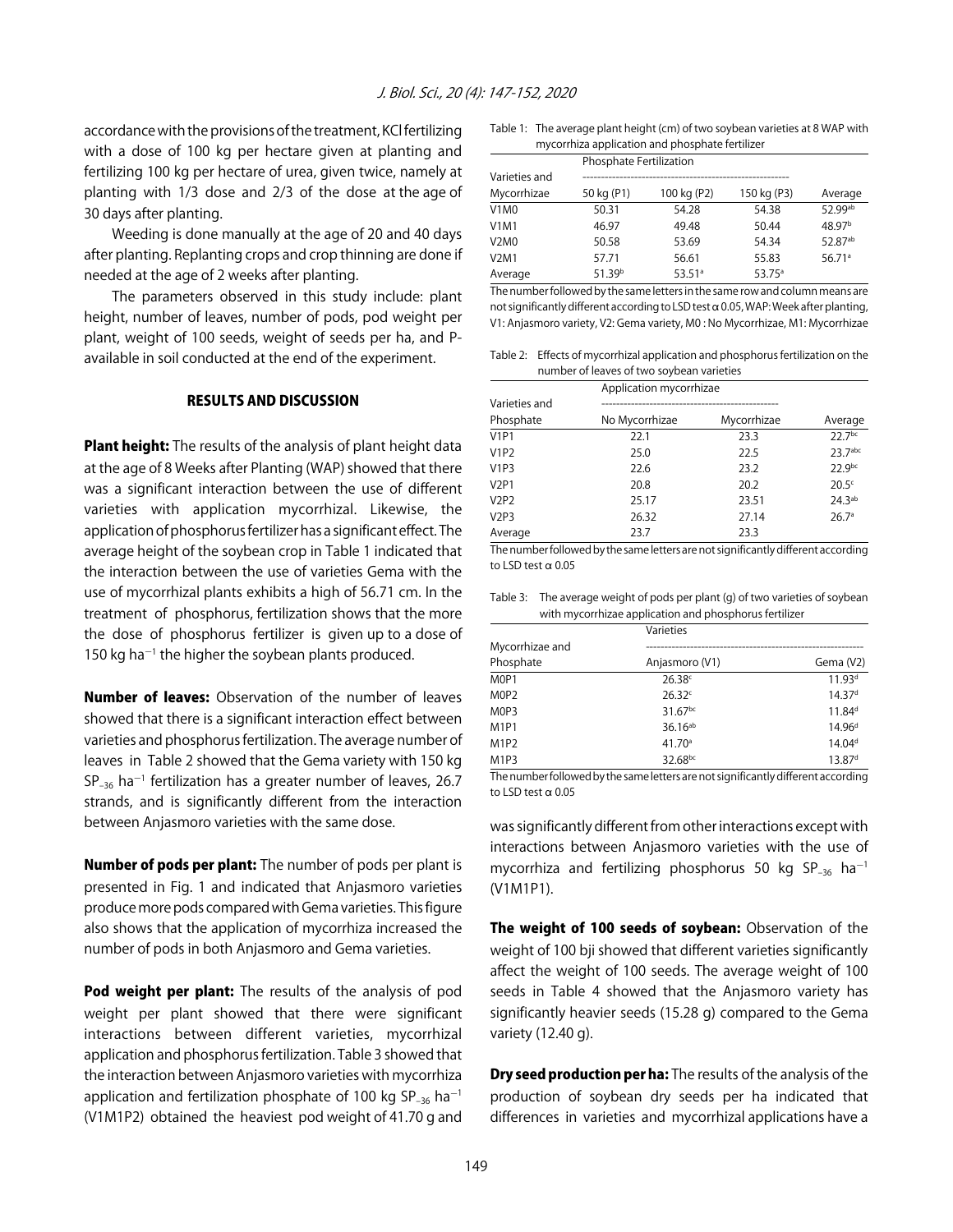accordance with the provisions of the treatment, KCl fertilizing with a dose of 100 kg per hectare given at planting and fertilizing 100 kg per hectare of urea, given twice, namely at planting with 1/3 dose and 2/3 of the dose at the age of 30 days after planting.

Weeding is done manually at the age of 20 and 40 days after planting. Replanting crops and crop thinning are done if needed at the age of 2 weeks after planting.

The parameters observed in this study include: plant height, number of leaves, number of pods, pod weight per plant, weight of 100 seeds, weight of seeds per ha, and P-available in soil conducted at the end of the experiment.

## RESULTS AND DISCUSSION

**Plant height:** The results of the analysis of plant height data at the age of 8 Weeks after Planting (WAP) showed that there was a significant interaction between the use of different varieties with application mycorrhizal. Likewise, the application of phosphorus fertilizer has a significant effect. The average height of the soybean crop in Table 1 indicated that the interaction between the use of varieties Gema with the use of mycorrhizal plants exhibits a high of 56.71 cm. In the treatment of phosphorus, fertilization shows that the more the dose of phosphorus fertilizer is given up to a dose of 150 kg $ha^{-1}$ the higher the soybean plants produced.

**Number of leaves:** Observation of the number of leaves showed that there is a significant interaction effect between varieties and phosphorus fertilization. The average number of leaves in Table 2 showed that the Gema variety with 150 kg $SP_{-36}$ $ha^{-1}$ fertilization has a greater number of leaves, 26.7 strands, and is significantly different from the interaction between Anjasmoro varieties with the same dose.

**Number of pods per plant:** The number of pods per plant is presented in Fig. 1 and indicated that Anjasmoro varieties produce more pods compared with Gema varieties. This figure also shows that the application of mycorrhiza increased the number of pods in both Anjasmoro and Gema varieties.

**Pod weight per plant:** The results of the analysis of pod weight per plant showed that there were significant interactions between different varieties, mycorrhizal application and phosphorus fertilization. Table 3 showed that the interaction between Anjasmoro varieties with mycorrhiza application and fertilization phosphate of 100 kg $SP_{-36}$ $ha^{-1}$ (V1M1P2) obtained the heaviest pod weight of 41.70 g and was significantly different from other interactions except with interactions between Anjasmoro varieties with the use of mycorrhiza and fertilizing phosphorus 50 kg $SP_{-36}$ $ha^{-1}$ (V1M1P1).

**The weight of 100 seeds of soybean:** Observation of the weight of 100 bji showed that different varieties significantly affect the weight of 100 seeds. The average weight of 100 seeds in Table 4 showed that the Anjasmoro variety has significantly heavier seeds (15.28 g) compared to the Gema variety (12.40 g).

**Dry seed production per ha:** The results of the analysis of the production of soybean dry seeds per ha indicated that differences in varieties and mycorrhizal applications have a

Table 1: The average plant height (cm) of two soybean varieties at 8 WAP with mycorrhiza application and phosphate fertilizer

| Varieties and Mycorrhizae | Phosphate Fertilization | | | |
|---|---|---|---|---|
| | 50 kg (P1) | 100 kg (P2) | 150 kg (P3) | Average |
| V1M0 | 50.31 | 54.28 | 54.38 | 52.99[ab] |
| V1M1 | 46.97 | 49.48 | 50.44 | 48.97[b] |
| V2M0 | 50.58 | 53.69 | 54.34 | 52.87[ab] |
| V2M1 | 57.71 | 56.61 | 55.83 | 56.71[a] |
| Average | 51.39[b] | 53.51[a] | 53.75[a] | |

The number followed by the same letters in the same row and column means are not significantly different according to LSD test α 0.05, WAP: Week after planting, V1: Anjasmoro variety, V2: Gema variety, M0 : No Mycorrhizae, M1: Mycorrhizae

Table 2: Effects of mycorrhizal application and phosphorus fertilization on the number of leaves of two soybean varieties

| Varieties and Phosphate | Application mycorrhizae | | |
|---|---|---|---|
| | No Mycorrhizae | Mycorrhizae | Average |
| V1P1 | 22.1 | 23.3 | 22.7[bc] |
| V1P2 | 25.0 | 22.5 | 23.7[abc] |
| V1P3 | 22.6 | 23.2 | 22.9[bc] |
| V2P1 | 20.8 | 20.2 | 20.5[c] |
| V2P2 | 25.17 | 23.51 | 24.3[ab] |
| V2P3 | 26.32 | 27.14 | 26.7[a] |
| Average | 23.7 | 23.3 | |

The number followed by the same letters are not significantly different according to LSD test α 0.05

Table 3: The average weight of pods per plant (g) of two varieties of soybean with mycorrhizae application and phosphorus fertilizer

| Mycorrhizae and Phosphate | Varieties | |
|---|---|---|
| | Anjasmoro (V1) | Gema (V2) |
| M0P1 | 26.38[c] | 11.93[d] |
| M0P2 | 26.32[c] | 14.37[d] |
| M0P3 | 31.67[bc] | 11.84[d] |
| M1P1 | 36.16[ab] | 14.96[d] |
| M1P2 | 41.70[a] | 14.04[d] |
| M1P3 | 32.68[bc] | 13.87[d] |

The number followed by the same letters are not significantly different according to LSD test α 0.05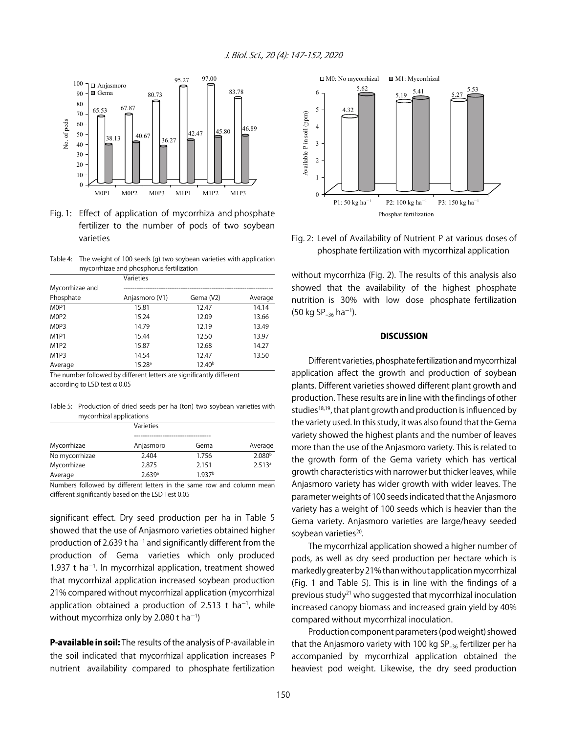Fig. 1: Effect of application of mycorrhiza and phosphate fertilizer to the number of pods of two soybean varieties

Table 4: The weight of 100 seeds (g) two soybean varieties with application mycorrhizae and phosphorus fertilization

| Mycorrhizae and Phosphate | Varieties | | |
|---|---|---|---|
| | Anjasmoro (V1) | Gema (V2) | Average |
| M0P1 | 15.81 | 12.47 | 14.14 |
| M0P2 | 15.24 | 12.09 | 13.66 |
| M0P3 | 14.79 | 12.19 | 13.49 |
| M1P1 | 15.44 | 12.50 | 13.97 |
| M1P2 | 15.87 | 12.68 | 14.27 |
| M1P3 | 14.54 | 12.47 | 13.50 |
| Average | 15.28[a] | 12.40[b] | |

The number followed by different letters are significantly different according to LSD test α 0.05

Table 5: Production of dried seeds per ha (ton) two soybean varieties with mycorrhizal applications

| Mycorrhizae | Varieties | | |
|---|---|---|---|
| | Anjasmoro | Gema | Average |
| No mycorrhizae | 2.404 | 1.756 | 2.080[b] |
| Mycorrhizae | 2.875 | 2.151 | 2.513[a] |
| Average | 2.639[a] | 1.937[b] | |

Numbers followed by different letters in the same row and column mean different significantly based on the LSD Test 0.05

significant effect. Dry seed production per ha in Table 5 showed that the use of Anjasmoro varieties obtained higher production of 2.639 t $ha^{-1}$ and significantly different from the production of Gema varieties which only produced 1.937 t $ha^{-1}$. In mycorrhizal application, treatment showed that mycorrhizal application increased soybean production 21% compared without mycorrhizal application (mycorrhizal application obtained a production of 2.513 t $ha^{-1}$, while without mycorrhiza only by 2.080 t $ha^{-1}$)

**P-available in soil:** The results of the analysis of P-available in the soil indicated that mycorrhizal application increases P nutrient availability compared to phosphate fertilization without mycorrhiza (Fig. 2). The results of this analysis also showed that the availability of the highest phosphate nutrition is 30% with low dose phosphate fertilization (50 kg $SP_{-36}$ $ha^{-1}$).

Fig. 2: Level of Availability of Nutrient P at various doses of phosphate fertilization with mycorrhizal application

## DISCUSSION

Different varieties, phosphate fertilization and mycorrhizal application affect the growth and production of soybean plants. Different varieties showed different plant growth and production. These results are in line with the findings of other studies[18,19], that plant growth and production is influenced by the variety used. In this study, it was also found that the Gema variety showed the highest plants and the number of leaves more than the use of the Anjasmoro variety. This is related to the growth form of the Gema variety which has vertical growth characteristics with narrower but thicker leaves, while Anjasmoro variety has wider growth with wider leaves. The parameter weights of 100 seeds indicated that the Anjasmoro variety has a weight of 100 seeds which is heavier than the Gema variety. Anjasmoro varieties are large/heavy seeded soybean varieties[20].

The mycorrhizal application showed a higher number of pods, as well as dry seed production per hectare which is markedly greater by 21% than without application mycorrhizal (Fig. 1 and Table 5). This is in line with the findings of a previous study[21] who suggested that mycorrhizal inoculation increased canopy biomass and increased grain yield by 40% compared without mycorrhizal inoculation.

Production component parameters (pod weight) showed that the Anjasmoro variety with 100 kg $SP_{-36}$ fertilizer per ha accompanied by mycorrhizal application obtained the heaviest pod weight. Likewise, the dry seed production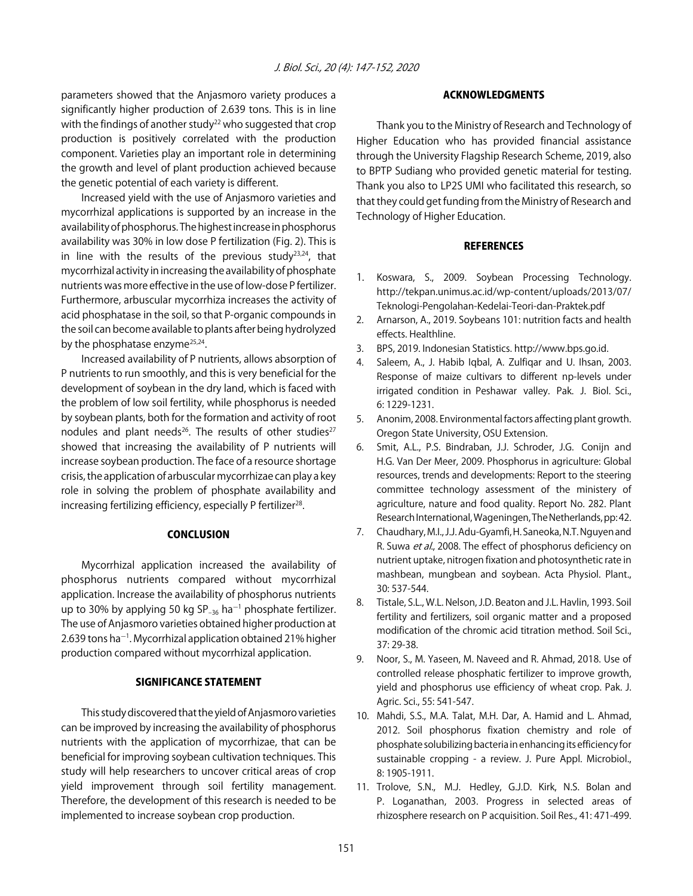parameters showed that the Anjasmoro variety produces a significantly higher production of 2.639 tons. This is in line with the findings of another study[22] who suggested that crop production is positively correlated with the production component. Varieties play an important role in determining the growth and level of plant production achieved because the genetic potential of each variety is different.

Increased yield with the use of Anjasmoro varieties and mycorrhizal applications is supported by an increase in the availability of phosphorus. The highest increase in phosphorus availability was 30% in low dose P fertilization (Fig. 2). This is in line with the results of the previous study[23,24], that mycorrhizal activity in increasing the availability of phosphate nutrients was more effective in the use of low-dose P fertilizer. Furthermore, arbuscular mycorrhiza increases the activity of acid phosphatase in the soil, so that P-organic compounds in the soil can become available to plants after being hydrolyzed by the phosphatase enzyme[25,24].

Increased availability of P nutrients, allows absorption of P nutrients to run smoothly, and this is very beneficial for the development of soybean in the dry land, which is faced with the problem of low soil fertility, while phosphorus is needed by soybean plants, both for the formation and activity of root nodules and plant needs[26]. The results of other studies[27] showed that increasing the availability of P nutrients will increase soybean production. The face of a resource shortage crisis, the application of arbuscular mycorrhizae can play a key role in solving the problem of phosphate availability and increasing fertilizing efficiency, especially P fertilizer[28].

## CONCLUSION

Mycorrhizal application increased the availability of phosphorus nutrients compared without mycorrhizal application. Increase the availability of phosphorus nutrients up to 30% by applying 50 kg $SP_{-36}$ $ha^{-1}$ phosphate fertilizer. The use of Anjasmoro varieties obtained higher production at 2.639 tons $ha^{-1}$. Mycorrhizal application obtained 21% higher production compared without mycorrhizal application.

## SIGNIFICANCE STATEMENT

This study discovered that the yield of Anjasmoro varieties can be improved by increasing the availability of phosphorus nutrients with the application of mycorrhizae, that can be beneficial for improving soybean cultivation techniques. This study will help researchers to uncover critical areas of crop yield improvement through soil fertility management. Therefore, the development of this research is needed to be implemented to increase soybean crop production.

## ACKNOWLEDGMENTS

Thank you to the Ministry of Research and Technology of Higher Education who has provided financial assistance through the University Flagship Research Scheme, 2019, also to BPTP Sudiang who provided genetic material for testing. Thank you also to LP2S UMI who facilitated this research, so that they could get funding from the Ministry of Research and Technology of Higher Education.

## REFERENCES

1. Koswara, S., 2009. Soybean Processing Technology. http://tekpan.unimus.ac.id/wp-content/uploads/2013/07/Teknologi-Pengolahan-Kedelai-Teori-dan-Praktek.pdf
2. Arnarson, A., 2019. Soybeans 101: nutrition facts and health effects. Healthline.
3. BPS, 2019. Indonesian Statistics. http://www.bps.go.id.
4. Saleem, A., J. Habib Iqbal, A. Zulfiqar and U. Ihsan, 2003. Response of maize cultivars to different np-levels under irrigated condition in Peshawar valley. Pak. J. Biol. Sci., 6: 1229-1231.
5. Anonim, 2008. Environmental factors affecting plant growth. Oregon State University, OSU Extension.
6. Smit, A.L., P.S. Bindraban, J.J. Schroder, J.G. Conijn and H.G. Van Der Meer, 2009. Phosphorus in agriculture: Global resources, trends and developments: Report to the steering committee technology assessment of the ministery of agriculture, nature and food quality. Report No. 282. Plant Research International, Wageningen, The Netherlands, pp: 42.
7. Chaudhary, M.I., J.J. Adu-Gyamfi, H. Saneoka, N.T. Nguyen and R. Suwa *et al*., 2008. The effect of phosphorus deficiency on nutrient uptake, nitrogen fixation and photosynthetic rate in mashbean, mungbean and soybean. Acta Physiol. Plant., 30: 537-544.
8. Tistale, S.L., W.L. Nelson, J.D. Beaton and J.L. Havlin, 1993. Soil fertility and fertilizers, soil organic matter and a proposed modification of the chromic acid titration method. Soil Sci., 37: 29-38.
9. Noor, S., M. Yaseen, M. Naveed and R. Ahmad, 2018. Use of controlled release phosphatic fertilizer to improve growth, yield and phosphorus use efficiency of wheat crop. Pak. J. Agric. Sci., 55: 541-547.
10. Mahdi, S.S., M.A. Talat, M.H. Dar, A. Hamid and L. Ahmad, 2012. Soil phosphorus fixation chemistry and role of phosphate solubilizing bacteria in enhancing its efficiency for sustainable cropping - a review. J. Pure Appl. Microbiol., 8: 1905-1911.
11. Trolove, S.N., M.J. Hedley, G.J.D. Kirk, N.S. Bolan and P. Loganathan, 2003. Progress in selected areas of rhizosphere research on P acquisition. Soil Res., 41: 471-499.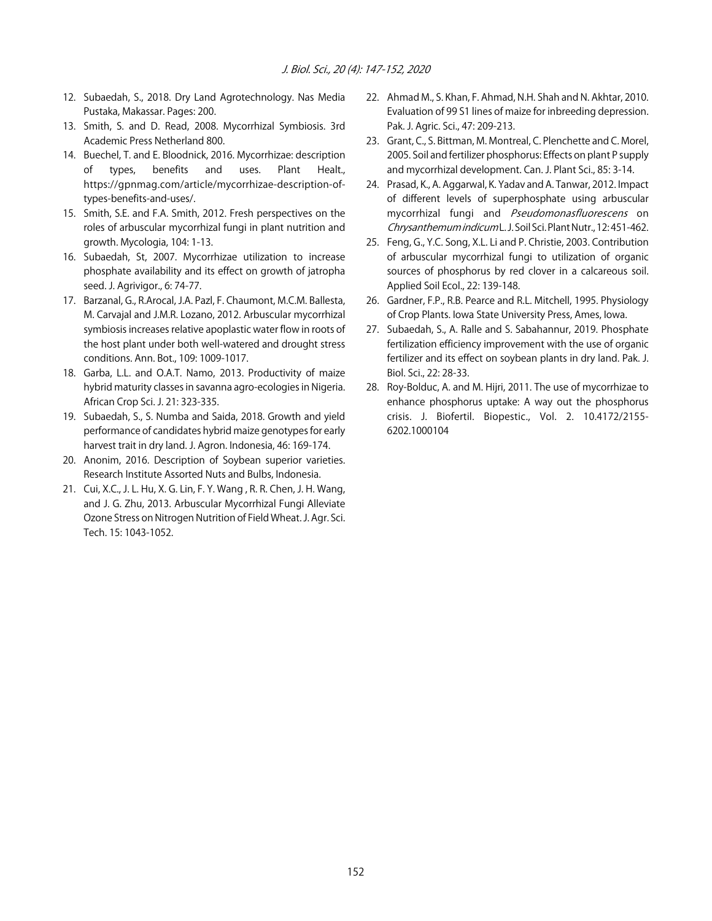12. Subaedah, S., 2018. Dry Land Agrotechnology. Nas Media Pustaka, Makassar. Pages: 200.
13. Smith, S. and D. Read, 2008. Mycorrhizal Symbiosis. 3rd Academic Press Netherland 800.
14. Buechel, T. and E. Bloodnick, 2016. Mycorrhizae: description of types, benefits and uses. Plant Healt., https://gpnmag.com/article/mycorrhizae-description-of-types-benefits-and-uses/.
15. Smith, S.E. and F.A. Smith, 2012. Fresh perspectives on the roles of arbuscular mycorrhizal fungi in plant nutrition and growth. Mycologia, 104: 1-13.
16. Subaedah, St, 2007. Mycorrhizae utilization to increase phosphate availability and its effect on growth of jatropha seed. J. Agrivigor., 6: 74-77.
17. Barzanal, G., R.Arocal, J.A. Pazl, F. Chaumont, M.C.M. Ballesta, M. Carvajal and J.M.R. Lozano, 2012. Arbuscular mycorrhizal symbiosis increases relative apoplastic water flow in roots of the host plant under both well-watered and drought stress conditions. Ann. Bot., 109: 1009-1017.
18. Garba, L.L. and O.A.T. Namo, 2013. Productivity of maize hybrid maturity classes in savanna agro-ecologies in Nigeria. African Crop Sci. J. 21: 323-335.
19. Subaedah, S., S. Numba and Saida, 2018. Growth and yield performance of candidates hybrid maize genotypes for early harvest trait in dry land. J. Agron. Indonesia, 46: 169-174.
20. Anonim, 2016. Description of Soybean superior varieties. Research Institute Assorted Nuts and Bulbs, Indonesia.
21. Cui, X.C., J. L. Hu, X. G. Lin, F. Y. Wang , R. R. Chen, J. H. Wang, and J. G. Zhu, 2013. Arbuscular Mycorrhizal Fungi Alleviate Ozone Stress on Nitrogen Nutrition of Field Wheat. J. Agr. Sci. Tech. 15: 1043-1052.
22. Ahmad M., S. Khan, F. Ahmad, N.H. Shah and N. Akhtar, 2010. Evaluation of 99 S1 lines of maize for inbreeding depression. Pak. J. Agric. Sci., 47: 209-213.
23. Grant, C., S. Bittman, M. Montreal, C. Plenchette and C. Morel, 2005. Soil and fertilizer phosphorus: Effects on plant P supply and mycorrhizal development. Can. J. Plant Sci., 85: 3-14.
24. Prasad, K., A. Aggarwal, K. Yadav and A. Tanwar, 2012. Impact of different levels of superphosphate using arbuscular mycorrhizal fungi and *Pseudomonasfluorescens* on *Chrysanthemum indicum* L. J. Soil Sci. Plant Nutr., 12: 451-462.
25. Feng, G., Y.C. Song, X.L. Li and P. Christie, 2003. Contribution of arbuscular mycorrhizal fungi to utilization of organic sources of phosphorus by red clover in a calcareous soil. Applied Soil Ecol., 22: 139-148.
26. Gardner, F.P., R.B. Pearce and R.L. Mitchell, 1995. Physiology of Crop Plants. Iowa State University Press, Ames, Iowa.
27. Subaedah, S., A. Ralle and S. Sabahannur, 2019. Phosphate fertilization efficiency improvement with the use of organic fertilizer and its effect on soybean plants in dry land. Pak. J. Biol. Sci., 22: 28-33.
28. Roy-Bolduc, A. and M. Hijri, 2011. The use of mycorrhizae to enhance phosphorus uptake: A way out the phosphorus crisis. J. Biofertil. Biopestic., Vol. 2. 10.4172/2155-6202.1000104